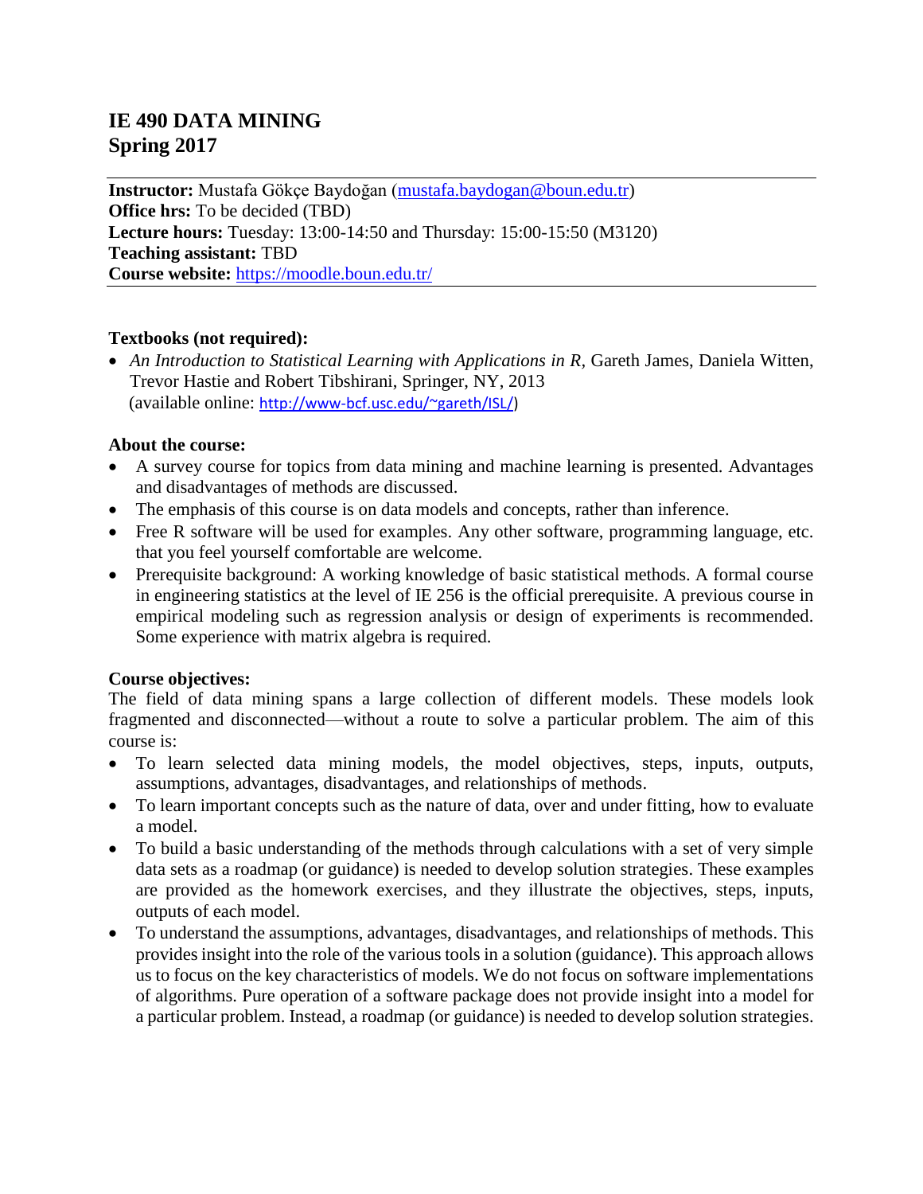# IE 490 DATA MINING
# Spring 2017

---

**Instructor:** Mustafa Gökçe Baydoğan (mustafa.baydogan@boun.edu.tr)
**Office hrs:** To be decided (TBD)
**Lecture hours:** Tuesday: 13:00-14:50 and Thursday: 15:00-15:50 (M3120)
**Teaching assistant:** TBD
**Course website:** https://moodle.boun.edu.tr/

---

**Textbooks (not required):**

- *An Introduction to Statistical Learning with Applications in R*, Gareth James, Daniela Witten, Trevor Hastie and Robert Tibshirani, Springer, NY, 2013 (available online: http://www-bcf.usc.edu/~gareth/ISL/)

**About the course:**

- A survey course for topics from data mining and machine learning is presented. Advantages and disadvantages of methods are discussed.
- The emphasis of this course is on data models and concepts, rather than inference.
- Free R software will be used for examples. Any other software, programming language, etc. that you feel yourself comfortable are welcome.
- Prerequisite background: A working knowledge of basic statistical methods. A formal course in engineering statistics at the level of IE 256 is the official prerequisite. A previous course in empirical modeling such as regression analysis or design of experiments is recommended. Some experience with matrix algebra is required.

**Course objectives:**

The field of data mining spans a large collection of different models. These models look fragmented and disconnected—without a route to solve a particular problem. The aim of this course is:

- To learn selected data mining models, the model objectives, steps, inputs, outputs, assumptions, advantages, disadvantages, and relationships of methods.
- To learn important concepts such as the nature of data, over and under fitting, how to evaluate a model.
- To build a basic understanding of the methods through calculations with a set of very simple data sets as a roadmap (or guidance) is needed to develop solution strategies. These examples are provided as the homework exercises, and they illustrate the objectives, steps, inputs, outputs of each model.
- To understand the assumptions, advantages, disadvantages, and relationships of methods. This provides insight into the role of the various tools in a solution (guidance). This approach allows us to focus on the key characteristics of models. We do not focus on software implementations of algorithms. Pure operation of a software package does not provide insight into a model for a particular problem. Instead, a roadmap (or guidance) is needed to develop solution strategies.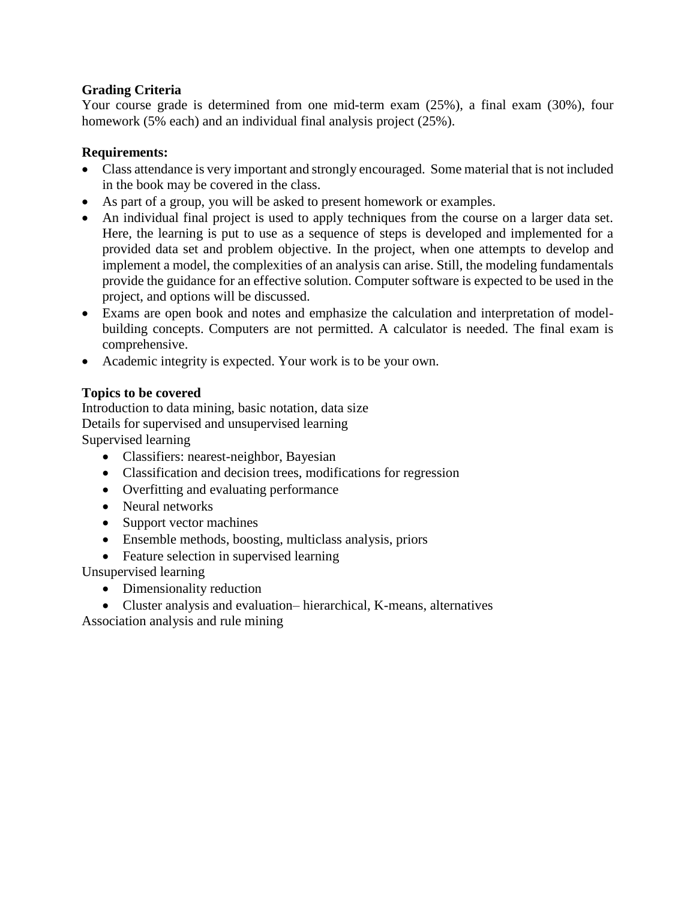**Grading Criteria**

Your course grade is determined from one mid-term exam (25%), a final exam (30%), four homework (5% each) and an individual final analysis project (25%).

**Requirements:**

- Class attendance is very important and strongly encouraged. Some material that is not included in the book may be covered in the class.
- As part of a group, you will be asked to present homework or examples.
- An individual final project is used to apply techniques from the course on a larger data set. Here, the learning is put to use as a sequence of steps is developed and implemented for a provided data set and problem objective. In the project, when one attempts to develop and implement a model, the complexities of an analysis can arise. Still, the modeling fundamentals provide the guidance for an effective solution. Computer software is expected to be used in the project, and options will be discussed.
- Exams are open book and notes and emphasize the calculation and interpretation of model-building concepts. Computers are not permitted. A calculator is needed. The final exam is comprehensive.
- Academic integrity is expected. Your work is to be your own.

**Topics to be covered**

Introduction to data mining, basic notation, data size
Details for supervised and unsupervised learning
Supervised learning

- Classifiers: nearest-neighbor, Bayesian
- Classification and decision trees, modifications for regression
- Overfitting and evaluating performance
- Neural networks
- Support vector machines
- Ensemble methods, boosting, multiclass analysis, priors
- Feature selection in supervised learning

Unsupervised learning

- Dimensionality reduction
- Cluster analysis and evaluation– hierarchical, K-means, alternatives

Association analysis and rule mining